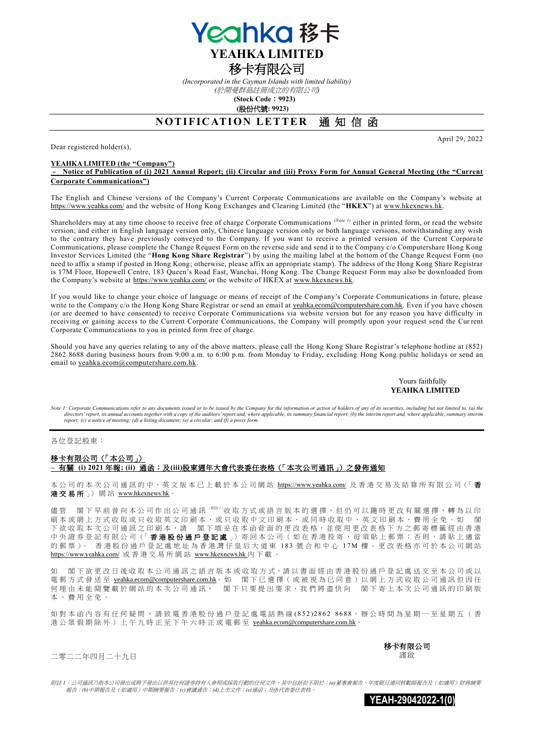Yeahka 移卡

# YEAHKA LIMITED

# 移卡有限公司

*(Incorporated in the Cayman Islands with limited liability)*

*(於開曼群島註冊成立的有限公司)*

**(Stock Code：9923)**

**(股份代號: 9923)**

## NOTIFICATION LETTER 通知信函

April 29, 2022

Dear registered holder(s),

**YEAHKA LIMITED (the "Company")**

**– Notice of Publication of (i) 2021 Annual Report; (ii) Circular and (iii) Proxy Form for Annual General Meeting (the "Current Corporate Communications")**

The English and Chinese versions of the Company's Current Corporate Communications are available on the Company's website at https://www.yeahka.com/ and the website of Hong Kong Exchanges and Clearing Limited (the "**HKEX**") at www.hkexnews.hk.

Shareholders may at any time choose to receive free of charge Corporate Communications [(Note 1)] either in printed form, or read the website version; and either in English language version only, Chinese language version only or both language versions, notwithstanding any wish to the contrary they have previously conveyed to the Company. If you want to receive a printed version of the Current Corporate Communications, please complete the Change Request Form on the reverse side and send it to the Company c/o Computershare Hong Kong Investor Services Limited (the "**Hong Kong Share Registrar**") by using the mailing label at the bottom of the Change Request Form (no need to affix a stamp if posted in Hong Kong; otherwise, please affix an appropriate stamp). The address of the Hong Kong Share Registrar is 17M Floor, Hopewell Centre, 183 Queen's Road East, Wanchai, Hong Kong. The Change Request Form may also be downloaded from the Company's website at https://www.yeahka.com/ or the website of HKEX at www.hkexnews.hk.

If you would like to change your choice of language or means of receipt of the Company's Corporate Communications in future, please write to the Company c/o the Hong Kong Share Registrar or send an email at yeahka.ecom@computershare.com.hk. Even if you have chosen (or are deemed to have consented) to receive Corporate Communications via website version but for any reason you have difficulty in receiving or gaining access to the Current Corporate Communications, the Company will promptly upon your request send the Current Corporate Communications to you in printed form free of charge.

Should you have any queries relating to any of the above matters, please call the Hong Kong Share Registrar's telephone hotline at (852) 2862 8688 during business hours from 9:00 a.m. to 6:00 p.m. from Monday to Friday, excluding Hong Kong public holidays or send an email to yeahka.ecom@computershare.com.hk.

Yours faithfully
**YEAHKA LIMITED**

*Note 1: Corporate Communications refer to any documents issued or to be issued by the Company for the information or action of holders of any of its securities, including but not limited to, (a) the directors' report, its annual accounts together with a copy of the auditors' report and, where applicable, its summary financial report; (b) the interim report and, where applicable, summary interim report; (c) a notice of meeting; (d) a listing document; (e) a circular; and (f) a proxy form.*

---

各位登記股東：

**移卡有限公司（「本公司」）**

**– 有關 (i) 2021年報; (ii) 通函；及(iii)股東週年大會代表委任表格（「本次公司通訊」）之發佈通知**

本公司的本次公司通訊的中、英文版本已上載於本公司網站 https://www.yeahka.com/ 及香港交易及結算所有限公司（「**香港交易所**」）網站 www.hkexnews.hk。

儘管 閣下早前曾向本公司作出公司通訊 [(附註1)] 收取方式或語言版本的選擇，但仍可以隨時更改有關選擇，轉為以印刷本或網上方式收取或只收取英文印刷本、或只收取中文印刷本、或同時收取中、英文印刷本，費用全免。如 閣下欲收取本次公司通訊之印刷本，請 閣下填妥在本函背面的更改表格，並使用更改表格下方之郵寄標籤經由香港中央證券登記有限公司（「**香港股份過戶登記處**」）寄回本公司（如在香港投寄，毋須貼上郵票；否則，請貼上適當的郵票）。香港股份過戶登記處地址為香港灣仔皇后大道東 183 號合和中心 17M 樓。更改表格亦可於本公司網站 https://www.yeahka.com/ 或香港交易所網站 www.hkexnews.hk 內下載。

如 閣下欲更改日後收取本公司通訊之語言版本或收取方式，請以書面經由香港股份過戶登記處送交至本公司或以電郵方式發送至 yeahka.ecom@computershare.com.hk。如 閣下已選擇（或被視為已同意）以網上方式收取公司通訊但因任何理由未能閱覽載於網站的本次公司通訊， 閣下只要提出要求，我們將盡快向 閣下寄上本次公司通訊的印刷版本，費用全免。

如對本函內容有任何疑問，請致電香港股份過戶登記處電話熱線(852)2862 8688，辦公時間為星期一至星期五（香港公眾假期除外）上午九時正至下午六時正或電郵至 yeahka.ecom@computershare.com.hk。

**移卡有限公司**
謹啟

二零二二年四月二十九日

*附註1：公司通訊乃指本公司發出或將予發出以供其任何證券持有人參照或採取行動的任何文件，其中包括但不限於：(a)董事會報告、年度賬目連同核數師報告及（如適用）財務摘要報告；(b)中期報告及（如適用）中期摘要報告；(c)會議通告；(d)上市文件；(e)通函；及(f)代表委任表格。*

**YEAH-29042022-1(0)**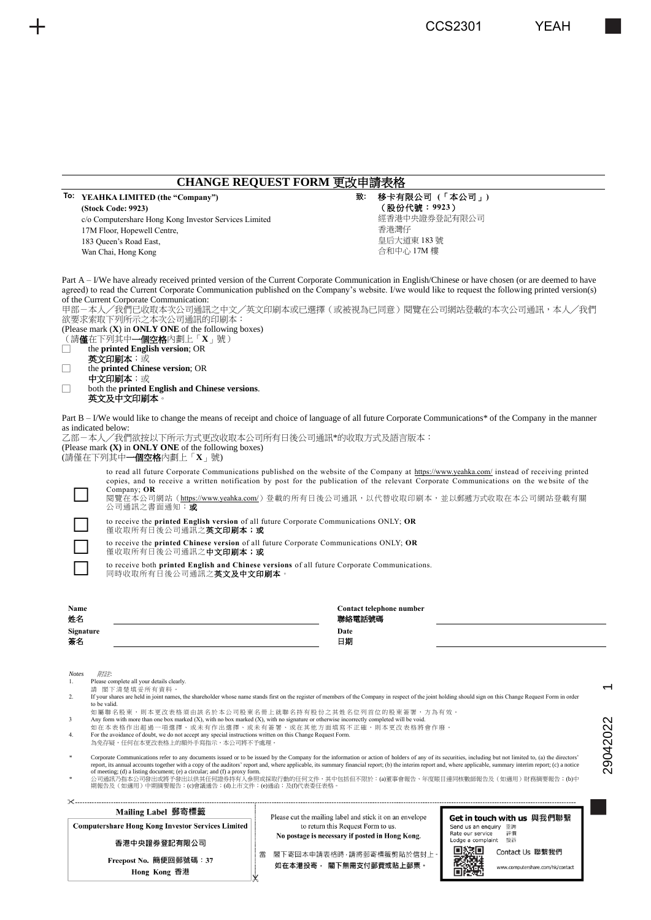# CHANGE REQUEST FORM 更改申請表格

To: **YEAHKA LIMITED (the "Company")**
**(Stock Code: 9923)**
c/o Computershare Hong Kong Investor Services Limited
17M Floor, Hopewell Centre,
183 Queen's Road East,
Wan Chai, Hong Kong

致：**移卡有限公司（「本公司」）**
**（股份代號：9923）**
經香港中央證券登記有限公司
香港灣仔
皇后大道東183號
合和中心17M樓

Part A – I/We have already received printed version of the Current Corporate Communication in English/Chinese or have chosen (or are deemed to have agreed) to read the Current Corporate Communication published on the Company's website. I/we would like to request the following printed version(s) of the Current Corporate Communication:

甲部－本人／我們已收取本次公司通訊之中文／英文印刷本或已選擇（或被視為已同意）閱覽在公司網站登載的本次公司通訊，本人／我們欲要求索取下列所示之本次公司通訊的印刷本：

(Please mark (**X**) in **ONLY ONE** of the following boxes)
（請**僅**在下列其中**一個空格**內劃上「**X**」號）

- ☐ the **printed English version**; OR
  **英文印刷本**；或
- ☐ the **printed Chinese version**; OR
  **中文印刷本**；或
- ☐ both the **printed English and Chinese versions**.
  **英文及中文印刷本**。

Part B – I/We would like to change the means of receipt and choice of language of all future Corporate Communications* of the Company in the manner as indicated below:

乙部－本人／我們欲按以下所示方式更改收取本公司所有日後公司通訊*的收取方式及語言版本：

(Please mark (**X**) in **ONLY ONE** of the following boxes)
(請僅在下列其中**一個空格**內劃上「**X**」號)

- ☐ to read all future Corporate Communications published on the website of the Company at https://www.yeahka.com/ instead of receiving printed copies, and to receive a written notification by post for the publication of the relevant Corporate Communications on the website of the Company; **OR**
  閱覽在本公司網站（https://www.yeahka.com/）登載的所有日後公司通訊，以代替收取印刷本，並以郵遞方式收取在本公司網站登載有關公司通訊之書面通知；**或**
- ☐ to receive the **printed English version** of all future Corporate Communications ONLY; **OR**
  僅收取所有日後公司通訊之**英文印刷本；或**
- ☐ to receive the **printed Chinese version** of all future Corporate Communications ONLY; **OR**
  僅收取所有日後公司通訊之**中文印刷本；或**
- ☐ to receive both **printed English and Chinese versions** of all future Corporate Communications.
  同時收取所有日後公司通訊之**英文及中文印刷本**。

| | | | |
|---|---|---|---|
| **Name** 姓名 | | **Contact telephone number** 聯絡電話號碼 | |
| **Signature** 簽名 | | **Date** 日期 | |

*Notes* *附註:*

1. Please complete all your details clearly.
   請 閣下清楚填妥所有資料。
2. If your shares are held in joint names, the shareholder whose name stands first on the register of members of the Company in respect of the joint holding should sign on this Change Request Form in order to be valid.
   如屬聯名股東，則本更改表格須由該名於本公司股東名冊上就聯名持有股份之其姓名位列首位的股東簽署，方為有效。
3. Any form with more than one box marked (X), with no box marked (X), with no signature or otherwise incorrectly completed will be void.
   如在本表格作出超過一項選擇、或未有作出選擇、或未有簽署，或在其他方面填寫不正確，則本更改表格將會作廢。
4. For the avoidance of doubt, we do not accept any special instructions written on this Change Request Form.
   為免存疑，任何在本更改表格上的額外手寫指示，本公司將不予處理。

\* Corporate Communications refer to any documents issued or to be issued by the Company for the information or action of holders of any of its securities, including but not limited to, (a) the directors' report, its annual accounts together with a copy of the auditors' report and, where applicable, its summary financial report; (b) the interim report and, where applicable, summary interim report; (c) a notice of meeting; (d) a listing document; (e) a circular; and (f) a proxy form.

\* 公司通訊乃指本公司發出或將予發出以供其任何證券持有人參照或採取行動的任何文件，其中包括但不限於：(a)董事會報告、年度賬目連同核數師報告及（如適用）財務摘要報告；(b)中期報告及（如適用）中期摘要報告；(c)會議通告；(d)上市文件；(e)通函；及(f)代表委任表格。

**Mailing Label 郵寄標籤**

**Computershare Hong Kong Investor Services Limited**
**香港中央證券登記有限公司**
**Freepost No. 簡便回郵號碼：37**
**Hong Kong 香港**

Please cut the mailing label and stick it on an envelope to return this Request Form to us.
**No postage is necessary if posted in Hong Kong.**

當 閣下寄回本申請表格時，請將郵寄標籤剪貼於信封上。
**如在本港投寄， 閣下無需支付郵費或貼上郵票。**

**Get in touch with us 與我們聯繫**
Send us an enquiry 查詢
Rate our service 評價
Lodge a complaint 投訴
Contact Us 聯繫我們
www.computershare.com/hk/contact